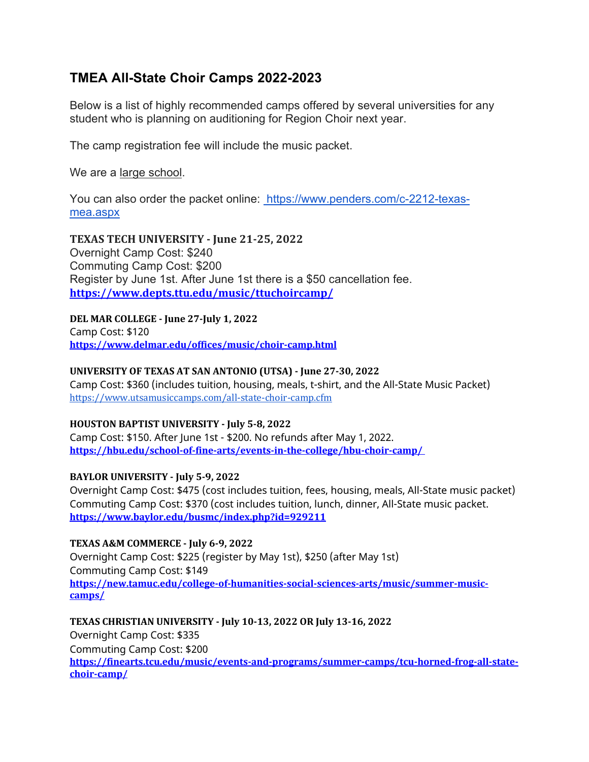# TMEA All-State Choir Camps 2022-2023

Below is a list of highly recommended camps offered by several universities for any student who is planning on auditioning for Region Choir next year.

The camp registration fee will include the music packet.

We are a large school.

You can also order the packet online: https://www.penders.com/c-2212-texas-mea.aspx

**TEXAS TECH UNIVERSITY - June 21-25, 2022**
Overnight Camp Cost: $240
Commuting Camp Cost: $200
Register by June 1st. After June 1st there is a $50 cancellation fee.
**https://www.depts.ttu.edu/music/ttuchoircamp/**

**DEL MAR COLLEGE - June 27-July 1, 2022**
Camp Cost: $120
**https://www.delmar.edu/offices/music/choir-camp.html**

**UNIVERSITY OF TEXAS AT SAN ANTONIO (UTSA) - June 27-30, 2022**
Camp Cost: $360 (includes tuition, housing, meals, t-shirt, and the All-State Music Packet)
https://www.utsamusiccamps.com/all-state-choir-camp.cfm

**HOUSTON BAPTIST UNIVERSITY - July 5-8, 2022**
Camp Cost: $150. After June 1st - $200. No refunds after May 1, 2022.
**https://hbu.edu/school-of-fine-arts/events-in-the-college/hbu-choir-camp/**

**BAYLOR UNIVERSITY - July 5-9, 2022**
Overnight Camp Cost: $475 (cost includes tuition, fees, housing, meals, All-State music packet)
Commuting Camp Cost: $370 (cost includes tuition, lunch, dinner, All-State music packet.
**https://www.baylor.edu/busmc/index.php?id=929211**

**TEXAS A&M COMMERCE - July 6-9, 2022**
Overnight Camp Cost: $225 (register by May 1st), $250 (after May 1st)
Commuting Camp Cost: $149
**https://new.tamuc.edu/college-of-humanities-social-sciences-arts/music/summer-music-camps/**

**TEXAS CHRISTIAN UNIVERSITY - July 10-13, 2022 OR July 13-16, 2022**
Overnight Camp Cost: $335
Commuting Camp Cost: $200
**https://finearts.tcu.edu/music/events-and-programs/summer-camps/tcu-horned-frog-all-state-choir-camp/**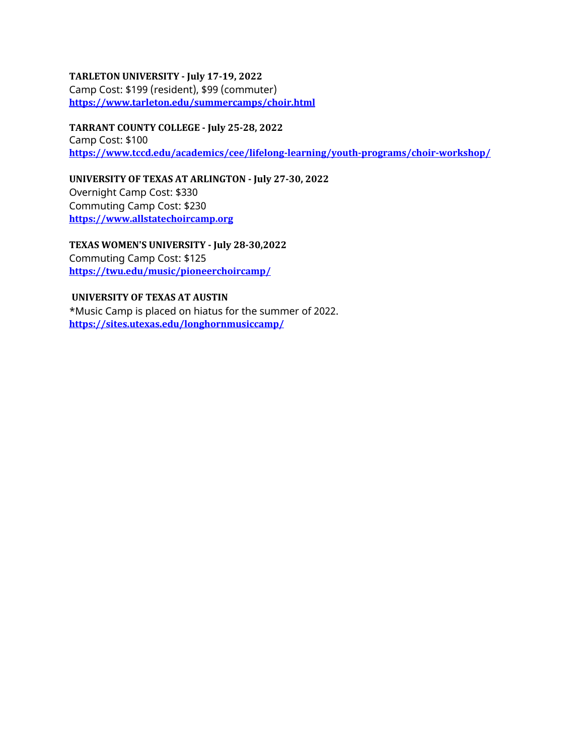**TARLETON UNIVERSITY - July 17-19, 2022**
Camp Cost: $199 (resident), $99 (commuter)
**https://www.tarleton.edu/summercamps/choir.html**

**TARRANT COUNTY COLLEGE - July 25-28, 2022**
Camp Cost: $100
**https://www.tccd.edu/academics/cee/lifelong-learning/youth-programs/choir-workshop/**

**UNIVERSITY OF TEXAS AT ARLINGTON - July 27-30, 2022**
Overnight Camp Cost: $330
Commuting Camp Cost: $230
**https://www.allstatechoircamp.org**

**TEXAS WOMEN'S UNIVERSITY - July 28-30,2022**
Commuting Camp Cost: $125
**https://twu.edu/music/pioneerchoircamp/**

**UNIVERSITY OF TEXAS AT AUSTIN**
*Music Camp is placed on hiatus for the summer of 2022.
**https://sites.utexas.edu/longhornmusiccamp/**